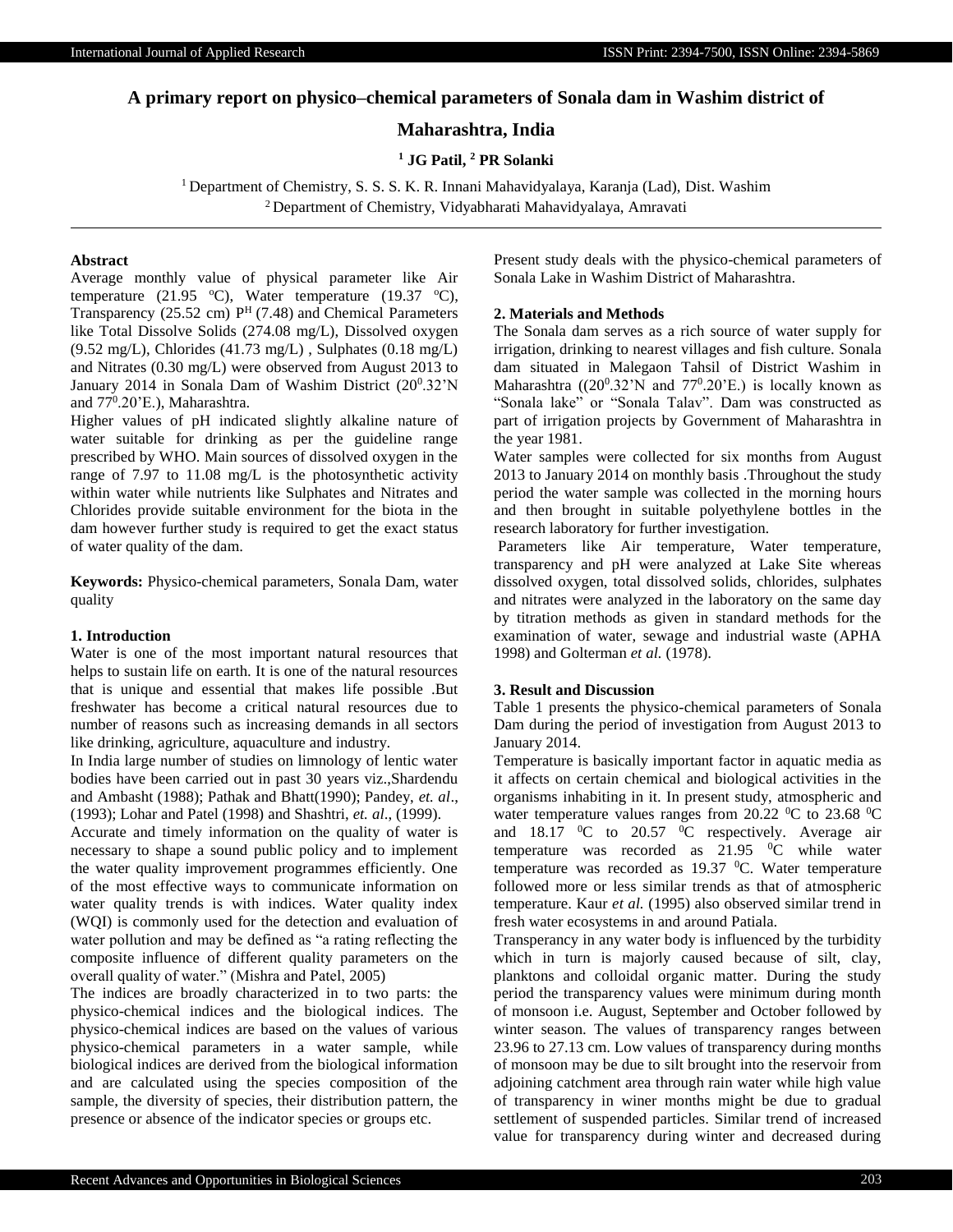# A primary report on physico–chemical parameters of Sonala dam in Washim district of Maharashtra, India

**[1] JG Patil, [2] PR Solanki**

[1] Department of Chemistry, S. S. S. K. R. Innani Mahavidyalaya, Karanja (Lad), Dist. Washim
[2] Department of Chemistry, Vidyabharati Mahavidyalaya, Amravati

## Abstract

Average monthly value of physical parameter like Air temperature (21.95 °C), Water temperature (19.37 °C), Transparency (25.52 cm) $P^H$ (7.48) and Chemical Parameters like Total Dissolve Solids (274.08 mg/L), Dissolved oxygen (9.52 mg/L), Chlorides (41.73 mg/L) , Sulphates (0.18 mg/L) and Nitrates (0.30 mg/L) were observed from August 2013 to January 2014 in Sonala Dam of Washim District ($20^0$.32'N and $77^0$.20'E.), Maharashtra.

Higher values of pH indicated slightly alkaline nature of water suitable for drinking as per the guideline range prescribed by WHO. Main sources of dissolved oxygen in the range of 7.97 to 11.08 mg/L is the photosynthetic activity within water while nutrients like Sulphates and Nitrates and Chlorides provide suitable environment for the biota in the dam however further study is required to get the exact status of water quality of the dam.

**Keywords:** Physico-chemical parameters, Sonala Dam, water quality

## 1. Introduction

Water is one of the most important natural resources that helps to sustain life on earth. It is one of the natural resources that is unique and essential that makes life possible .But freshwater has become a critical natural resources due to number of reasons such as increasing demands in all sectors like drinking, agriculture, aquaculture and industry.

In India large number of studies on limnology of lentic water bodies have been carried out in past 30 years viz.,Shardendu and Ambasht (1988); Pathak and Bhatt(1990); Pandey, *et. al*., (1993); Lohar and Patel (1998) and Shashtri, *et. al*., (1999).

Accurate and timely information on the quality of water is necessary to shape a sound public policy and to implement the water quality improvement programmes efficiently. One of the most effective ways to communicate information on water quality trends is with indices. Water quality index (WQI) is commonly used for the detection and evaluation of water pollution and may be defined as "a rating reflecting the composite influence of different quality parameters on the overall quality of water." (Mishra and Patel, 2005)

The indices are broadly characterized in to two parts: the physico-chemical indices and the biological indices. The physico-chemical indices are based on the values of various physico-chemical parameters in a water sample, while biological indices are derived from the biological information and are calculated using the species composition of the sample, the diversity of species, their distribution pattern, the presence or absence of the indicator species or groups etc.

Present study deals with the physico-chemical parameters of Sonala Lake in Washim District of Maharashtra.

## 2. Materials and Methods

The Sonala dam serves as a rich source of water supply for irrigation, drinking to nearest villages and fish culture. Sonala dam situated in Malegaon Tahsil of District Washim in Maharashtra (($20^0$.32'N and $77^0$.20'E.) is locally known as "Sonala lake" or "Sonala Talav". Dam was constructed as part of irrigation projects by Government of Maharashtra in the year 1981.

Water samples were collected for six months from August 2013 to January 2014 on monthly basis .Throughout the study period the water sample was collected in the morning hours and then brought in suitable polyethylene bottles in the research laboratory for further investigation.

Parameters like Air temperature, Water temperature, transparency and pH were analyzed at Lake Site whereas dissolved oxygen, total dissolved solids, chlorides, sulphates and nitrates were analyzed in the laboratory on the same day by titration methods as given in standard methods for the examination of water, sewage and industrial waste (APHA 1998) and Golterman *et al.* (1978).

## 3. Result and Discussion

Table 1 presents the physico-chemical parameters of Sonala Dam during the period of investigation from August 2013 to January 2014.

Temperature is basically important factor in aquatic media as it affects on certain chemical and biological activities in the organisms inhabiting in it. In present study, atmospheric and water temperature values ranges from 20.22 $^0$C to 23.68 $^0$C and 18.17 $^0$C to 20.57 $^0$C respectively. Average air temperature was recorded as 21.95 $^0$C while water temperature was recorded as 19.37 $^0$C. Water temperature followed more or less similar trends as that of atmospheric temperature. Kaur *et al.* (1995) also observed similar trend in fresh water ecosystems in and around Patiala.

Transparency in any water body is influenced by the turbidity which in turn is majorly caused because of silt, clay, planktons and colloidal organic matter. During the study period the transparency values were minimum during month of monsoon i.e. August, September and October followed by winter season. The values of transparency ranges between 23.96 to 27.13 cm. Low values of transparency during months of monsoon may be due to silt brought into the reservoir from adjoining catchment area through rain water while high value of transparency in winer months might be due to gradual settlement of suspended particles. Similar trend of increased value for transparency during winter and decreased during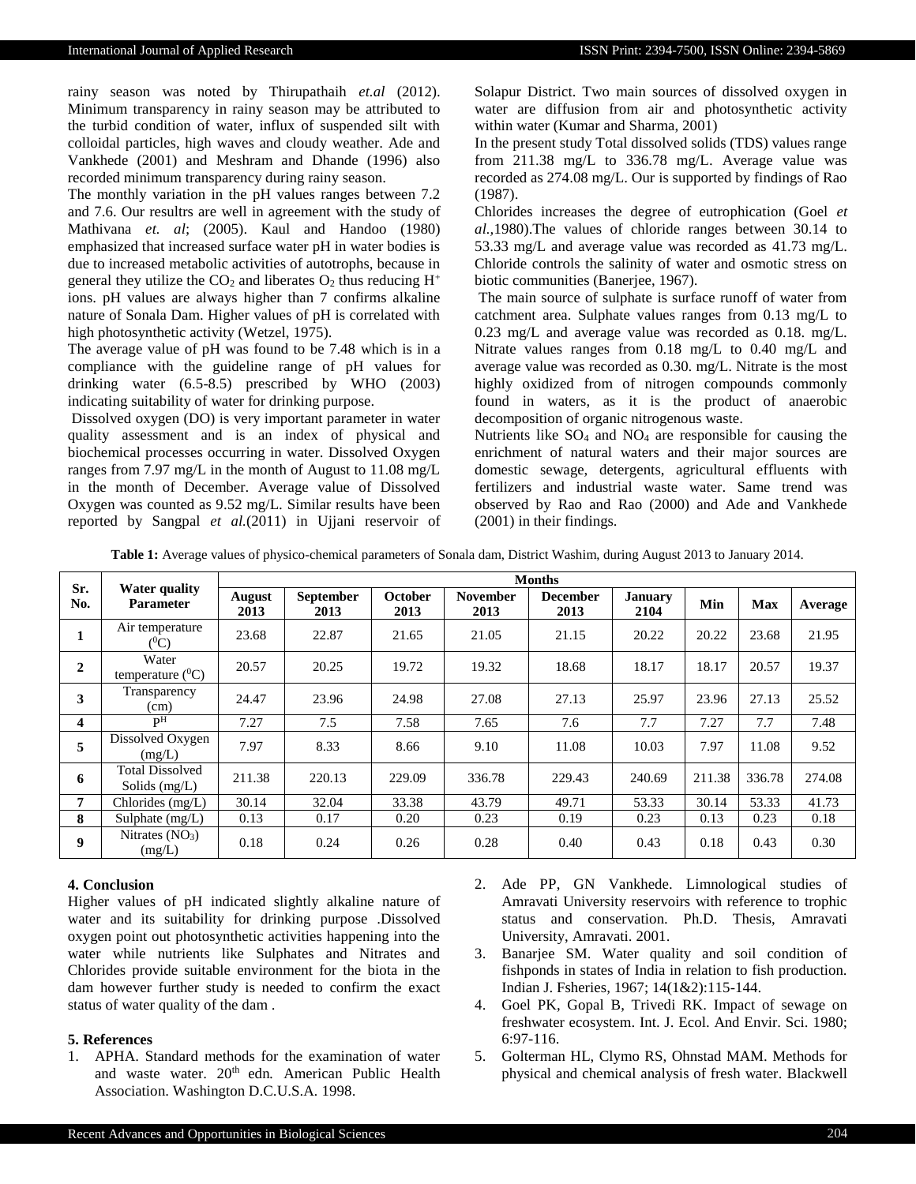rainy season was noted by Thirupathaih *et.al* (2012). Minimum transparency in rainy season may be attributed to the turbid condition of water, influx of suspended silt with colloidal particles, high waves and cloudy weather. Ade and Vankhede (2001) and Meshram and Dhande (1996) also recorded minimum transparency during rainy season.

The monthly variation in the pH values ranges between 7.2 and 7.6. Our resultrs are well in agreement with the study of Mathivana *et. al*; (2005). Kaul and Handoo (1980) emphasized that increased surface water pH in water bodies is due to increased metabolic activities of autotrophs, because in general they utilize the $CO_2$ and liberates $O_2$ thus reducing $H^+$ ions. pH values are always higher than 7 confirms alkaline nature of Sonala Dam. Higher values of pH is correlated with high photosynthetic activity (Wetzel, 1975).

The average value of pH was found to be 7.48 which is in a compliance with the guideline range of pH values for drinking water (6.5-8.5) prescribed by WHO (2003) indicating suitability of water for drinking purpose.

Dissolved oxygen (DO) is very important parameter in water quality assessment and is an index of physical and biochemical processes occurring in water. Dissolved Oxygen ranges from 7.97 mg/L in the month of August to 11.08 mg/L in the month of December. Average value of Dissolved Oxygen was counted as 9.52 mg/L. Similar results have been reported by Sangpal *et al.*(2011) in Ujjani reservoir of Solapur District. Two main sources of dissolved oxygen in water are diffusion from air and photosynthetic activity within water (Kumar and Sharma, 2001)

In the present study Total dissolved solids (TDS) values range from 211.38 mg/L to 336.78 mg/L. Average value was recorded as 274.08 mg/L. Our is supported by findings of Rao (1987).

Chlorides increases the degree of eutrophication (Goel *et al.*,1980).The values of chloride ranges between 30.14 to 53.33 mg/L and average value was recorded as 41.73 mg/L. Chloride controls the salinity of water and osmotic stress on biotic communities (Banerjee, 1967).

The main source of sulphate is surface runoff of water from catchment area. Sulphate values ranges from 0.13 mg/L to 0.23 mg/L and average value was recorded as 0.18. mg/L. Nitrate values ranges from 0.18 mg/L to 0.40 mg/L and average value was recorded as 0.30. mg/L. Nitrate is the most highly oxidized from of nitrogen compounds commonly found in waters, as it is the product of anaerobic decomposition of organic nitrogenous waste.

Nutrients like $SO_4$ and $NO_4$ are responsible for causing the enrichment of natural waters and their major sources are domestic sewage, detergents, agricultural effluents with fertilizers and industrial waste water. Same trend was observed by Rao and Rao (2000) and Ade and Vankhede (2001) in their findings.

**Table 1:** Average values of physico-chemical parameters of Sonala dam, District Washim, during August 2013 to January 2014.

| Sr. No. | Water quality Parameter | Months | | | | | | | | |
|---|---|---|---|---|---|---|---|---|---|---|
| | | August 2013 | September 2013 | October 2013 | November 2013 | December 2013 | January 2104 | Min | Max | Average |
| 1 | Air temperature ($^0$C) | 23.68 | 22.87 | 21.65 | 21.05 | 21.15 | 20.22 | 20.22 | 23.68 | 21.95 |
| 2 | Water temperature ($^0$C) | 20.57 | 20.25 | 19.72 | 19.32 | 18.68 | 18.17 | 18.17 | 20.57 | 19.37 |
| 3 | Transparency (cm) | 24.47 | 23.96 | 24.98 | 27.08 | 27.13 | 25.97 | 23.96 | 27.13 | 25.52 |
| 4 | P$^H$ | 7.27 | 7.5 | 7.58 | 7.65 | 7.6 | 7.7 | 7.27 | 7.7 | 7.48 |
| 5 | Dissolved Oxygen (mg/L) | 7.97 | 8.33 | 8.66 | 9.10 | 11.08 | 10.03 | 7.97 | 11.08 | 9.52 |
| 6 | Total Dissolved Solids (mg/L) | 211.38 | 220.13 | 229.09 | 336.78 | 229.43 | 240.69 | 211.38 | 336.78 | 274.08 |
| 7 | Chlorides (mg/L) | 30.14 | 32.04 | 33.38 | 43.79 | 49.71 | 53.33 | 30.14 | 53.33 | 41.73 |
| 8 | Sulphate (mg/L) | 0.13 | 0.17 | 0.20 | 0.23 | 0.19 | 0.23 | 0.13 | 0.23 | 0.18 |
| 9 | Nitrates ($NO_3$) (mg/L) | 0.18 | 0.24 | 0.26 | 0.28 | 0.40 | 0.43 | 0.18 | 0.43 | 0.30 |

## 4. Conclusion

Higher values of pH indicated slightly alkaline nature of water and its suitability for drinking purpose .Dissolved oxygen point out photosynthetic activities happening into the water while nutrients like Sulphates and Nitrates and Chlorides provide suitable environment for the biota in the dam however further study is needed to confirm the exact status of water quality of the dam .

## 5. References

1. APHA. Standard methods for the examination of water and waste water. 20th edn. American Public Health Association. Washington D.C.U.S.A. 1998.
2. Ade PP, GN Vankhede. Limnological studies of Amravati University reservoirs with reference to trophic status and conservation. Ph.D. Thesis, Amravati University, Amravati. 2001.
3. Banarjee SM. Water quality and soil condition of fishponds in states of India in relation to fish production. Indian J. Fsheries, 1967; 14(1&2):115-144.
4. Goel PK, Gopal B, Trivedi RK. Impact of sewage on freshwater ecosystem. Int. J. Ecol. And Envir. Sci. 1980; 6:97-116.
5. Golterman HL, Clymo RS, Ohnstad MAM. Methods for physical and chemical analysis of fresh water. Blackwell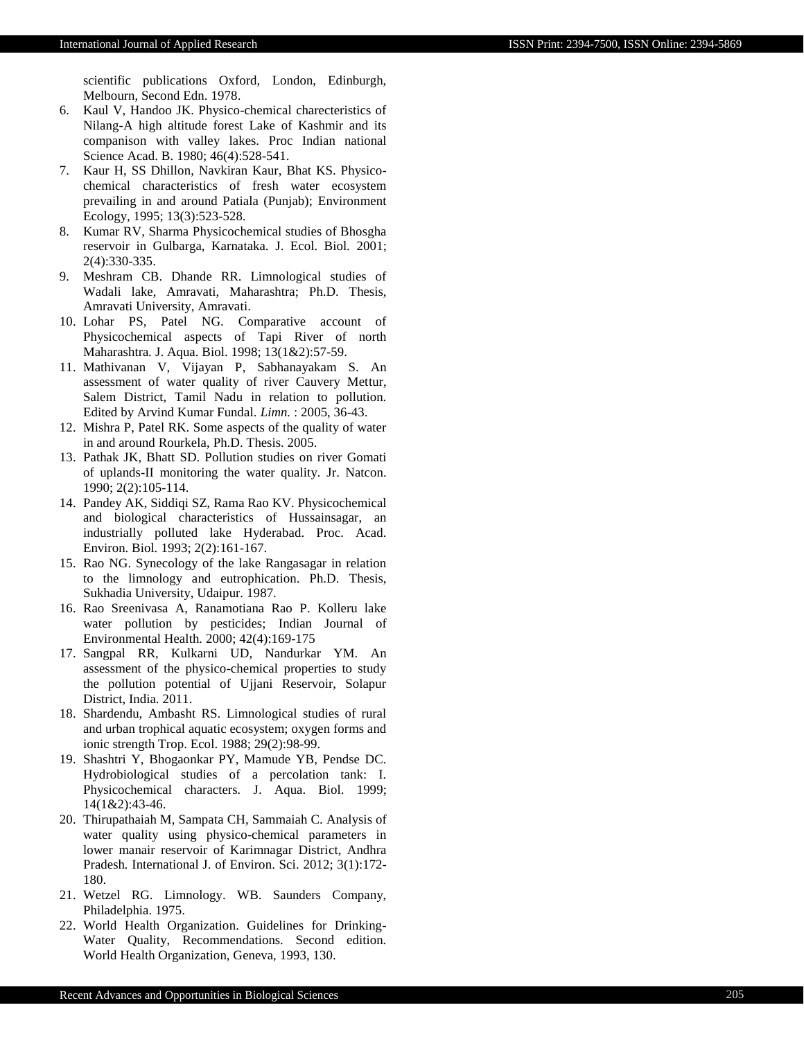scientific publications Oxford, London, Edinburgh, Melbourn, Second Edn. 1978.

6. Kaul V, Handoo JK. Physico-chemical charecteristics of Nilang-A high altitude forest Lake of Kashmir and its companison with valley lakes. Proc Indian national Science Acad. B. 1980; 46(4):528-541.
7. Kaur H, SS Dhillon, Navkiran Kaur, Bhat KS. Physico-chemical characteristics of fresh water ecosystem prevailing in and around Patiala (Punjab); Environment Ecology, 1995; 13(3):523-528.
8. Kumar RV, Sharma Physicochemical studies of Bhosgha reservoir in Gulbarga, Karnataka. J. Ecol. Biol. 2001; 2(4):330-335.
9. Meshram CB. Dhande RR. Limnological studies of Wadali lake, Amravati, Maharashtra; Ph.D. Thesis, Amravati University, Amravati.
10. Lohar PS, Patel NG. Comparative account of Physicochemical aspects of Tapi River of north Maharashtra. J. Aqua. Biol. 1998; 13(1&2):57-59.
11. Mathivanan V, Vijayan P, Sabhanayakam S. An assessment of water quality of river Cauvery Mettur, Salem District, Tamil Nadu in relation to pollution. Edited by Arvind Kumar Fundal. *Limn.* : 2005, 36-43.
12. Mishra P, Patel RK. Some aspects of the quality of water in and around Rourkela, Ph.D. Thesis. 2005.
13. Pathak JK, Bhatt SD. Pollution studies on river Gomati of uplands-II monitoring the water quality. Jr. Natcon. 1990; 2(2):105-114.
14. Pandey AK, Siddiqi SZ, Rama Rao KV. Physicochemical and biological characteristics of Hussainsagar, an industrially polluted lake Hyderabad. Proc. Acad. Environ. Biol. 1993; 2(2):161-167.
15. Rao NG. Synecology of the lake Rangasagar in relation to the limnology and eutrophication. Ph.D. Thesis, Sukhadia University, Udaipur. 1987.
16. Rao Sreenivasa A, Ranamotiana Rao P. Kolleru lake water pollution by pesticides; Indian Journal of Environmental Health. 2000; 42(4):169-175
17. Sangpal RR, Kulkarni UD, Nandurkar YM. An assessment of the physico-chemical properties to study the pollution potential of Ujjani Reservoir, Solapur District, India. 2011.
18. Shardendu, Ambasht RS. Limnological studies of rural and urban trophical aquatic ecosystem; oxygen forms and ionic strength Trop. Ecol. 1988; 29(2):98-99.
19. Shashtri Y, Bhogaonkar PY, Mamude YB, Pendse DC. Hydrobiological studies of a percolation tank: I. Physicochemical characters. J. Aqua. Biol. 1999; 14(1&2):43-46.
20. Thirupathaiah M, Sampata CH, Sammaiah C. Analysis of water quality using physico-chemical parameters in lower manair reservoir of Karimnagar District, Andhra Pradesh. International J. of Environ. Sci. 2012; 3(1):172-180.
21. Wetzel RG. Limnology. WB. Saunders Company, Philadelphia. 1975.
22. World Health Organization. Guidelines for Drinking-Water Quality, Recommendations. Second edition. World Health Organization, Geneva, 1993, 130.